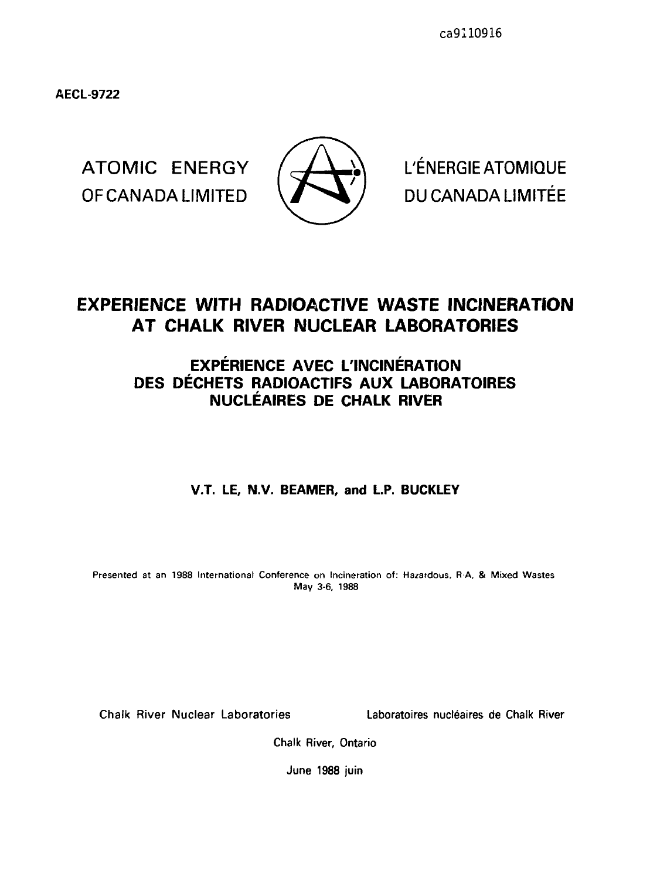ca9110916

AECL-9722

ATOMIC ENERGY OF CANADA LIMITED

L'ÉNERGIE ATOMIQUE DU CANADA LIMITÉE

# EXPERIENCE WITH RADIOACTIVE WASTE INCINERATION AT CHALK RIVER NUCLEAR LABORATORIES

## EXPÉRIENCE AVEC L'INCINÉRATION DES DÉCHETS RADIOACTIFS AUX LABORATOIRES NUCLÉAIRES DE CHALK RIVER

**V.T. LE, N.V. BEAMER, and L.P. BUCKLEY**

Presented at an 1988 International Conference on Incineration of: Hazardous, R/A, & Mixed Wastes
May 3-6, 1988

Chalk River Nuclear Laboratories

Laboratoires nucléaires de Chalk River

Chalk River, Ontario

June 1988 juin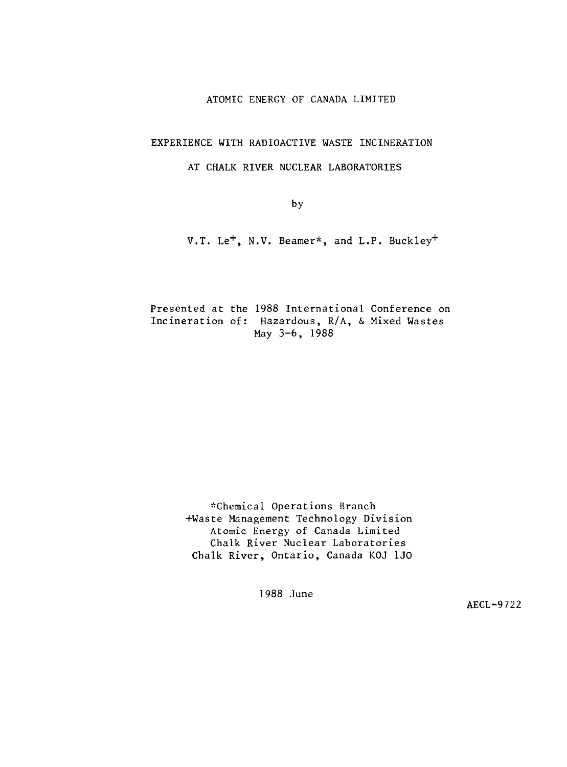ATOMIC ENERGY OF CANADA LIMITED

# EXPERIENCE WITH RADIOACTIVE WASTE INCINERATION AT CHALK RIVER NUCLEAR LABORATORIES

by

V.T. Le[+], N.V. Beamer[*], and L.P. Buckley[+]

Presented at the 1988 International Conference on Incineration of: Hazardous, R/A, & Mixed Wastes
May 3-6, 1988

[*]Chemical Operations Branch
[+]Waste Management Technology Division
Atomic Energy of Canada Limited
Chalk River Nuclear Laboratories
Chalk River, Ontario, Canada K0J 1J0

1988 June

AECL-9722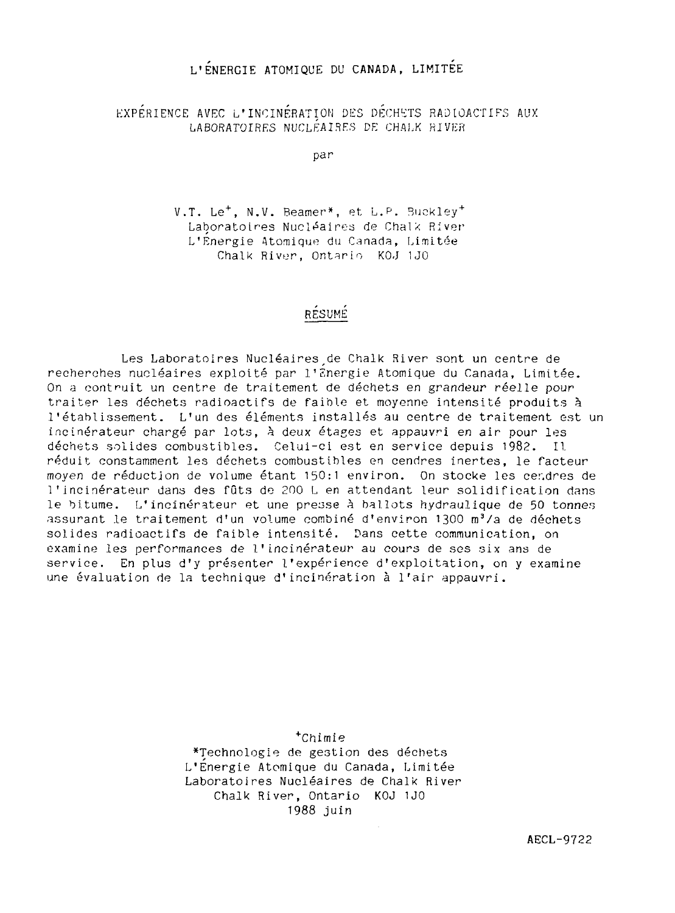L'ÉNERGIE ATOMIQUE DU CANADA, LIMITÉE

# EXPÉRIENCE AVEC L'INCINÉRATION DES DÉCHETS RADIOACTIFS AUX LABORATOIRES NUCLÉAIRES DE CHALK RIVER

par

V.T. Le[+], N.V. Beamer[*], et L.P. Buckley[+]
Laboratoires Nucléaires de Chalk River
L'Énergie Atomique du Canada, Limitée
Chalk River, Ontario K0J 1J0

## RÉSUMÉ

Les Laboratoires Nucléaires de Chalk River sont un centre de recherches nucléaires exploité par l'Énergie Atomique du Canada, Limitée. On a contruit un centre de traitement de déchets en *grandeur réelle* pour traiter les déchets radioactifs de faible et moyenne intensité produits à l'établissement. L'un des éléments installés au centre de traitement est un incinérateur chargé par lots, à deux étages et appauvri en air pour les déchets solides combustibles. Celui-ci est en service depuis 1982. Il réduit constamment les déchets combustibles en cendres inertes, le facteur moyen de réduction de volume étant 150:1 environ. On stocke les cendres de l'incinérateur dans des fûts de 200 L en attendant leur solidification dans le bitume. L'incinérateur et une presse à ballots hydraulique de 50 tonnes assurant le traitement d'un volume combiné d'environ 1300 m³/a de déchets solides radioactifs de faible intensité. Dans cette communication, on examine les performances de l'incinérateur au cours de ses six ans de service. En plus d'y présenter l'expérience d'exploitation, on y examine une évaluation de la technique d'incinération à l'air appauvri.

[+]Chimie
[*]Technologie de gestion des déchets
L'Énergie Atomique du Canada, Limitée
Laboratoires Nucléaires de Chalk River
Chalk River, Ontario K0J 1J0
1988 juin

AECL-9722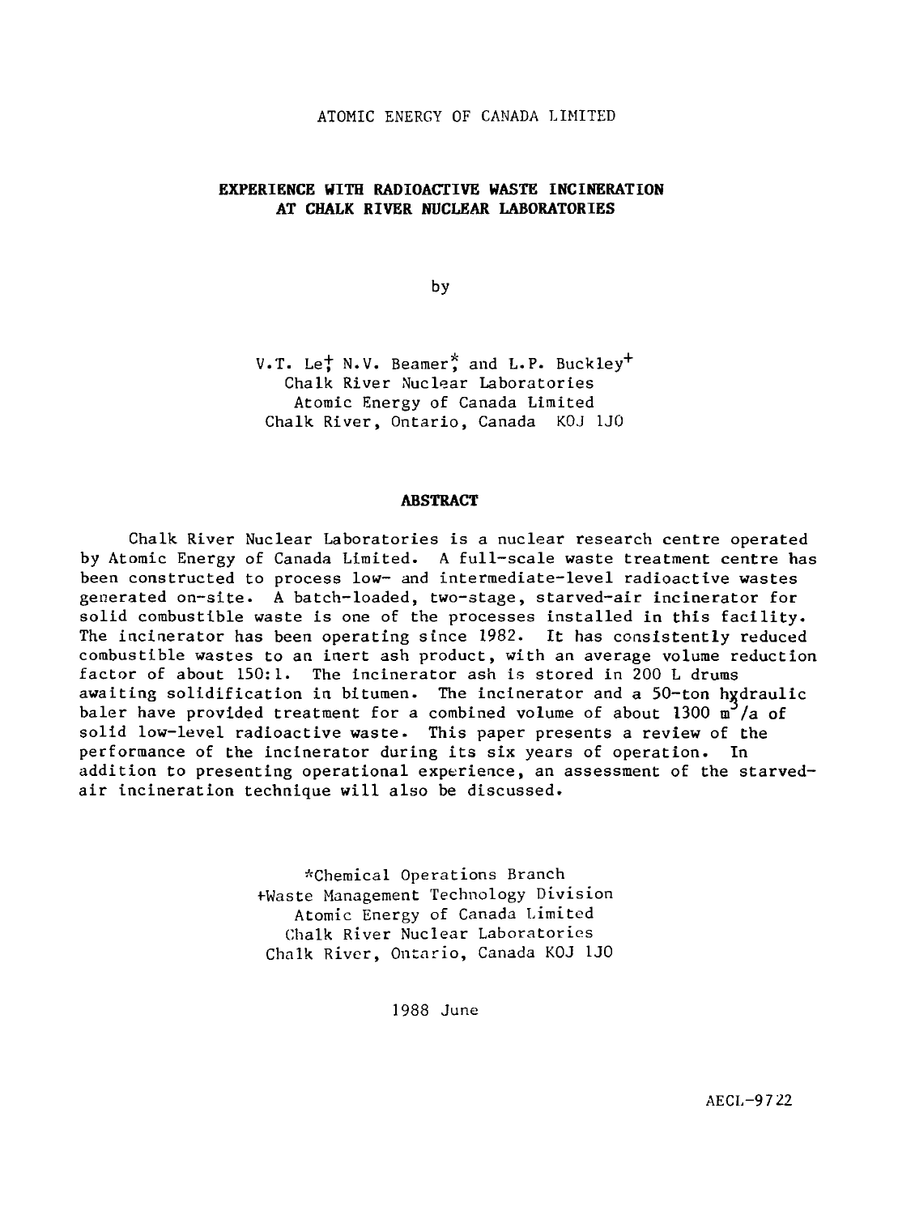ATOMIC ENERGY OF CANADA LIMITED

# EXPERIENCE WITH RADIOACTIVE WASTE INCINERATION AT CHALK RIVER NUCLEAR LABORATORIES

by

V.T. Le[+], N.V. Beamer[*], and L.P. Buckley[+]
Chalk River Nuclear Laboratories
Atomic Energy of Canada Limited
Chalk River, Ontario, Canada KOJ 1JO

## ABSTRACT

Chalk River Nuclear Laboratories is a nuclear research centre operated by Atomic Energy of Canada Limited. A full-scale waste treatment centre has been constructed to process low- and intermediate-level radioactive wastes generated on-site. A batch-loaded, two-stage, starved-air incinerator for solid combustible waste is one of the processes installed in this facility. The incinerator has been operating since 1982. It has consistently reduced combustible wastes to an inert ash product, with an average volume reduction factor of about 150:1. The incinerator ash is stored in 200 L drums awaiting solidification in bitumen. The incinerator and a 50-ton hydraulic baler have provided treatment for a combined volume of about 1300 $m^3$/a of solid low-level radioactive waste. This paper presents a review of the performance of the incinerator during its six years of operation. In addition to presenting operational experience, an assessment of the starved-air incineration technique will also be discussed.

[*]Chemical Operations Branch
[+]Waste Management Technology Division
Atomic Energy of Canada Limited
Chalk River Nuclear Laboratories
Chalk River, Ontario, Canada KOJ 1JO

1988 June

AECL-9722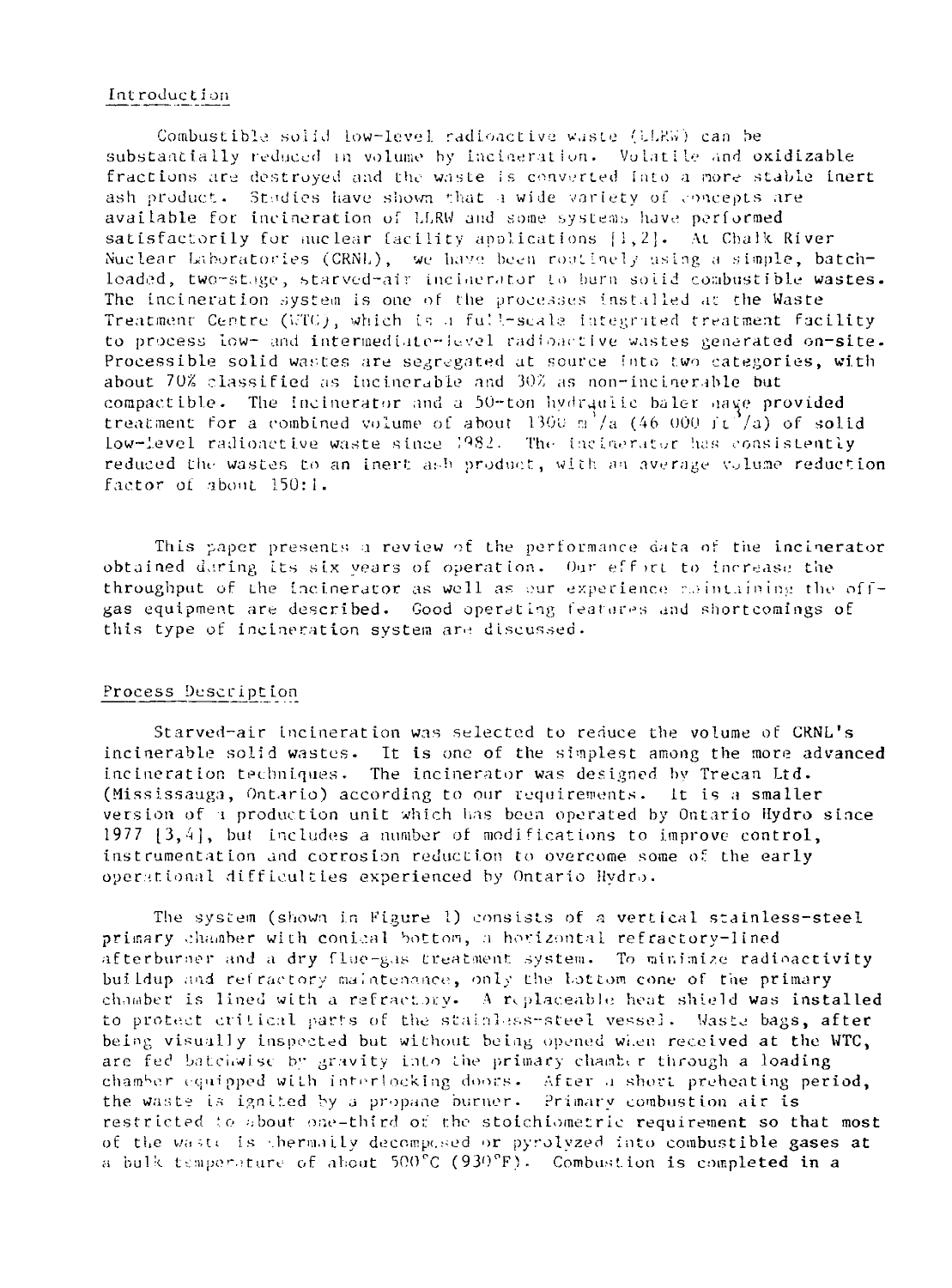## Introduction

Combustible solid low-level radioactive waste (LLRW) can be substantially reduced in volume by incineration. Volatile and oxidizable fractions are destroyed and the waste is converted into a more stable inert ash product. Studies have shown that a wide variety of concepts are available for incineration of LLRW and some systems have performed satisfactorily for nuclear facility applications [1,2]. At Chalk River Nuclear Laboratories (CRNL), we have been routinely using a simple, batch-loaded, two-stage, starved-air incinerator to burn solid combustible wastes. The incineration system is one of the processes installed at the Waste Treatment Centre (WTC), which is a full-scale integrated treatment facility to process low- and intermediate-level radioactive wastes generated on-site. Processible solid wastes are segregated at source into two categories, with about 70% classified as incinerable and 30% as non-incinerable but compactible. The incinerator and a 50-ton hydraulic baler have provided treatment for a combined volume of about 1300 $m^3$/a (46 000 $ft^3$/a) of solid low-level radioactive waste since 1982. The incinerator has consistently reduced the wastes to an inert ash product, with an average volume reduction factor of about 150:1.

This paper presents a review of the performance data of the incinerator obtained during its six years of operation. Our effort to increase the throughput of the incinerator as well as our experience maintaining the off-gas equipment are described. Good operating features and shortcomings of this type of incineration system are discussed.

## Process Description

Starved-air incineration was selected to reduce the volume of CRNL's incinerable solid wastes. It is one of the simplest among the more advanced incineration techniques. The incinerator was designed by Trecan Ltd. (Mississauga, Ontario) according to our requirements. It is a smaller version of a production unit which has been operated by Ontario Hydro since 1977 [3,4], but includes a number of modifications to improve control, instrumentation and corrosion reduction to overcome some of the early operational difficulties experienced by Ontario Hydro.

The system (shown in Figure 1) consists of a vertical stainless-steel primary chamber with conical bottom, a horizontal refractory-lined afterburner and a dry flue-gas treatment system. To minimize radioactivity buildup and refractory maintenance, only the bottom cone of the primary chamber is lined with a refractory. A replaceable heat shield was installed to protect critical parts of the stainless-steel vessel. Waste bags, after being visually inspected but without being opened when received at the WTC, are fed batchwise by gravity into the primary chamber through a loading chamber equipped with interlocking doors. After a short preheating period, the waste is ignited by a propane burner. Primary combustion air is restricted to about one-third of the stoichiometric requirement so that most of the waste is thermally decomposed or pyrolyzed into combustible gases at a bulk temperature of about 500°C (930°F). Combustion is completed in a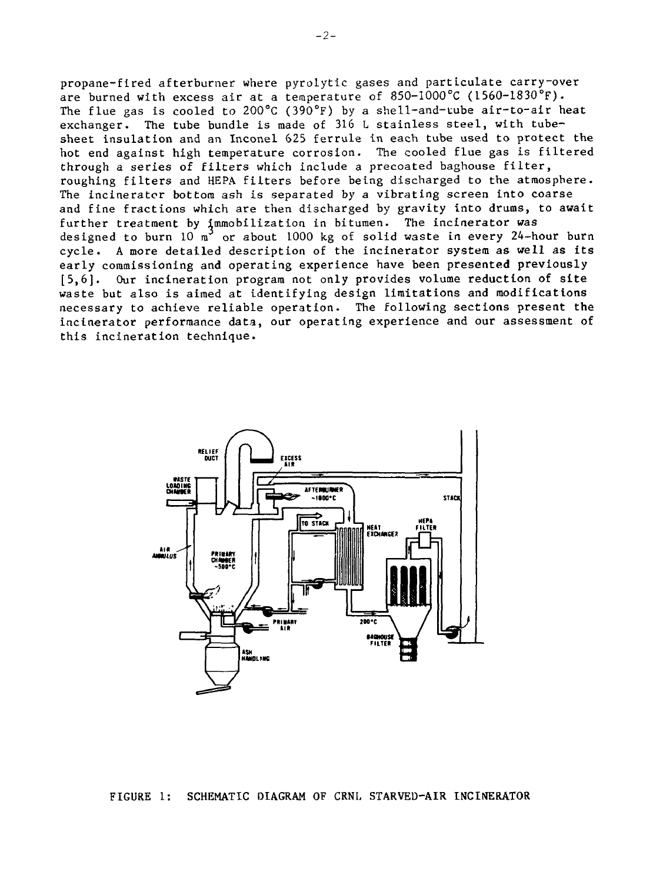propane-fired afterburner where pyrolytic gases and particulate carry-over are burned with excess air at a temperature of 850-1000°C (1560-1830°F). The flue gas is cooled to 200°C (390°F) by a shell-and-tube air-to-air heat exchanger. The tube bundle is made of 316 L stainless steel, with tube-sheet insulation and an Inconel 625 ferrule in each tube used to protect the hot end against high temperature corrosion. The cooled flue gas is filtered through a series of filters which include a precoated baghouse filter, roughing filters and HEPA filters before being discharged to the atmosphere. The incinerator bottom ash is separated by a vibrating screen into coarse and fine fractions which are then discharged by gravity into drums, to await further treatment by immobilization in bitumen. The incinerator was designed to burn 10 $m^3$ or about 1000 kg of solid waste in every 24-hour burn cycle. A more detailed description of the incinerator system as well as its early commissioning and operating experience have been presented previously [5,6]. Our incineration program not only provides volume reduction of site waste but also is aimed at identifying design limitations and modifications necessary to achieve reliable operation. The following sections present the incinerator performance data, our operating experience and our assessment of this incineration technique.

FIGURE 1: SCHEMATIC DIAGRAM OF CRNL STARVED-AIR INCINERATOR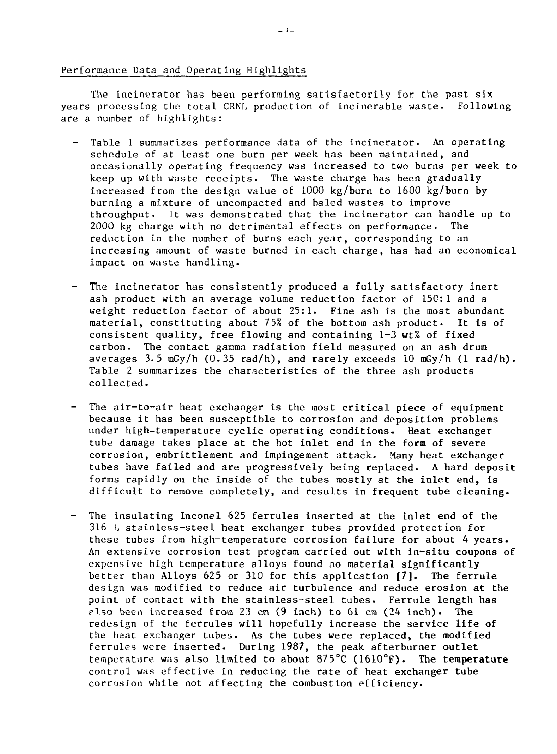## Performance Data and Operating Highlights

The incinerator has been performing satisfactorily for the past six years processing the total CRNL production of incinerable waste. Following are a number of highlights:

- Table 1 summarizes performance data of the incinerator. An operating schedule of at least one burn per week has been maintained, and occasionally operating frequency was increased to two burns per week to keep up with waste receipts. The waste charge has been gradually increased from the design value of 1000 kg/burn to 1600 kg/burn by burning a mixture of uncompacted and baled wastes to improve throughput. It was demonstrated that the incinerator can handle up to 2000 kg charge with no detrimental effects on performance. The reduction in the number of burns each year, corresponding to an increasing amount of waste burned in each charge, has had an economical impact on waste handling.

- The incinerator has consistently produced a fully satisfactory inert ash product with an average volume reduction factor of 150:1 and a weight reduction factor of about 25:1. Fine ash is the most abundant material, constituting about 75% of the bottom ash product. It is of consistent quality, free flowing and containing 1-3 wt% of fixed carbon. The contact gamma radiation field measured on an ash drum averages 3.5 mGy/h (0.35 rad/h), and rarely exceeds 10 mGy/h (1 rad/h). Table 2 summarizes the characteristics of the three ash products collected.

- The air-to-air heat exchanger is the most critical piece of equipment because it has been susceptible to corrosion and deposition problems under high-temperature cyclic operating conditions. Heat exchanger tube damage takes place at the hot inlet end in the form of severe corrosion, embrittlement and impingement attack. Many heat exchanger tubes have failed and are progressively being replaced. A hard deposit forms rapidly on the inside of the tubes mostly at the inlet end, is difficult to remove completely, and results in frequent tube cleaning.

- The insulating Inconel 625 ferrules inserted at the inlet end of the 316 L stainless-steel heat exchanger tubes provided protection for these tubes from high-temperature corrosion failure for about 4 years. An extensive corrosion test program carried out with in-situ coupons of expensive high temperature alloys found no material significantly better than Alloys 625 or 310 for this application [7]. The ferrule design was modified to reduce air turbulence and reduce erosion at the point of contact with the stainless-steel tubes. Ferrule length has also been increased from 23 cm (9 inch) to 61 cm (24 inch). The redesign of the ferrules will hopefully increase the service life of the heat exchanger tubes. As the tubes were replaced, the modified ferrules were inserted. During 1987, the peak afterburner outlet temperature was also limited to about 875°C (1610°F). The temperature control was effective in reducing the rate of heat exchanger tube corrosion while not affecting the combustion efficiency.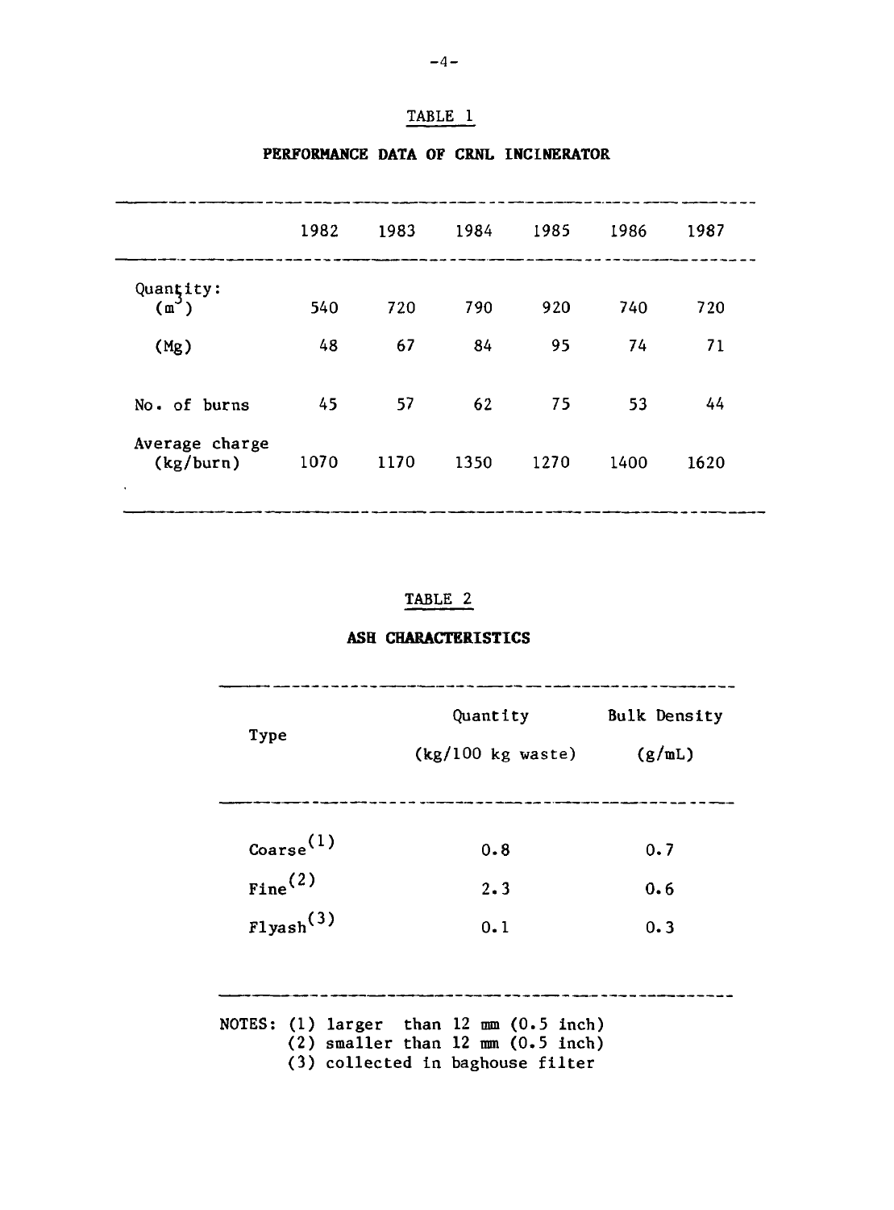## TABLE 1

**PERFORMANCE DATA OF CRNL INCINERATOR**

| | 1982 | 1983 | 1984 | 1985 | 1986 | 1987 |
|---|---|---|---|---|---|---|
| Quantity: ($m^3$) | 540 | 720 | 790 | 920 | 740 | 720 |
| (Mg) | 48 | 67 | 84 | 95 | 74 | 71 |
| No. of burns | 45 | 57 | 62 | 75 | 53 | 44 |
| Average charge (kg/burn) | 1070 | 1170 | 1350 | 1270 | 1400 | 1620 |

## TABLE 2

**ASH CHARACTERISTICS**

| Type | Quantity (kg/100 kg waste) | Bulk Density (g/mL) |
|---|---|---|
| Coarse(1) | 0.8 | 0.7 |
| Fine(2) | 2.3 | 0.6 |
| Flyash(3) | 0.1 | 0.3 |

NOTES: (1) larger than 12 mm (0.5 inch)
(2) smaller than 12 mm (0.5 inch)
(3) collected in baghouse filter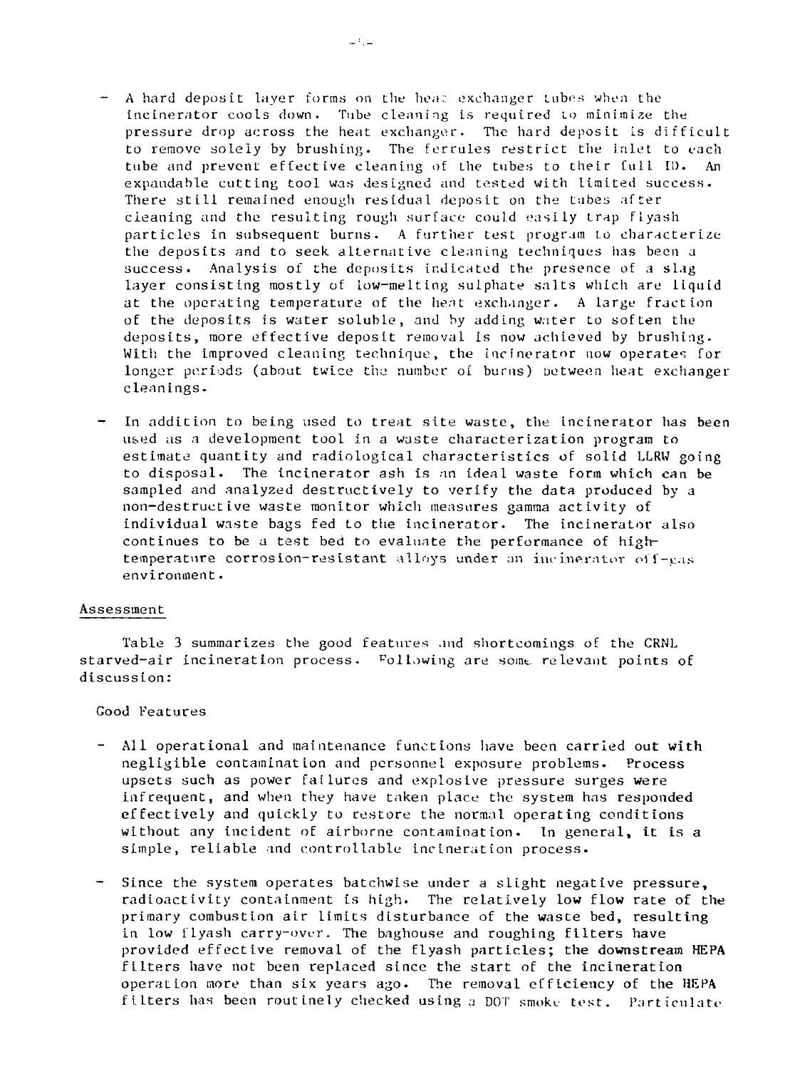- A hard deposit layer forms on the heat exchanger tubes when the incinerator cools down. Tube cleaning is required to minimize the pressure drop across the heat exchanger. The hard deposit is difficult to remove solely by brushing. The ferrules restrict the inlet to each tube and prevent effective cleaning of the tubes to their full ID. An expandable cutting tool was designed and tested with limited success. There still remained enough residual deposit on the tubes after cleaning and the resulting rough surface could easily trap flyash particles in subsequent burns. A further test program to characterize the deposits and to seek alternative cleaning techniques has been a success. Analysis of the deposits indicated the presence of a slag layer consisting mostly of low-melting sulphate salts which are liquid at the operating temperature of the heat exchanger. A large fraction of the deposits is water soluble, and by adding water to soften the deposits, more effective deposit removal is now achieved by brushing. With the improved cleaning technique, the incinerator now operates for longer periods (about twice the number of burns) between heat exchanger cleanings.

- In addition to being used to treat site waste, the incinerator has been used as a development tool in a waste characterization program to estimate quantity and radiological characteristics of solid LLRW going to disposal. The incinerator ash is an ideal waste form which can be sampled and analyzed destructively to verify the data produced by a non-destructive waste monitor which measures gamma activity of individual waste bags fed to the incinerator. The incinerator also continues to be a test bed to evaluate the performance of high-temperature corrosion-resistant alloys under an incinerator off-gas environment.

## Assessment

Table 3 summarizes the good features and shortcomings of the CRNL starved-air incineration process. Following are some relevant points of discussion:

### Good Features

- All operational and maintenance functions have been carried out with negligible contamination and personnel exposure problems. Process upsets such as power failures and explosive pressure surges were infrequent, and when they have taken place the system has responded effectively and quickly to restore the normal operating conditions without any incident of airborne contamination. In general, it is a simple, reliable and controllable incineration process.

- Since the system operates batchwise under a slight negative pressure, radioactivity containment is high. The relatively low flow rate of the primary combustion air limits disturbance of the waste bed, resulting in low flyash carry-over. The baghouse and roughing filters have provided effective removal of the flyash particles; the downstream HEPA filters have not been replaced since the start of the incineration operation more than six years ago. The removal efficiency of the HEPA filters has been routinely checked using a DOT smoke test. Particulate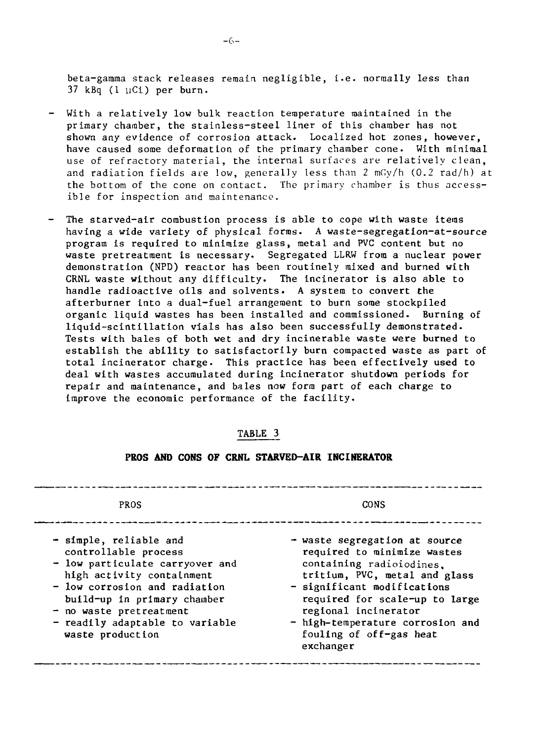beta-gamma stack releases remain negligible, i.e. normally less than 37 kBq (1 μCi) per burn.

- With a relatively low bulk reaction temperature maintained in the primary chamber, the stainless-steel liner of this chamber has not shown any evidence of corrosion attack. Localized hot zones, however, have caused some deformation of the primary chamber cone. With minimal use of refractory material, the internal surfaces are relatively clean, and radiation fields are low, generally less than 2 mGy/h (0.2 rad/h) at the bottom of the cone on contact. The primary chamber is thus accessible for inspection and maintenance.

- The starved-air combustion process is able to cope with waste items having a wide variety of physical forms. A waste-segregation-at-source program is required to minimize glass, metal and PVC content but no waste pretreatment is necessary. Segregated LLRW from a nuclear power demonstration (NPD) reactor has been routinely mixed and burned with CRNL waste without any difficulty. The incinerator is also able to handle radioactive oils and solvents. A system to convert the afterburner into a dual-fuel arrangement to burn some stockpiled organic liquid wastes has been installed and commissioned. Burning of liquid-scintillation vials has also been successfully demonstrated. Tests with bales of both wet and dry incinerable waste were burned to establish the ability to satisfactorily burn compacted waste as part of total incinerator charge. This practice has been effectively used to deal with wastes accumulated during incinerator shutdown periods for repair and maintenance, and bales now form part of each charge to improve the economic performance of the facility.

TABLE 3

**PROS AND CONS OF CRNL STARVED-AIR INCINERATOR**

| PROS | CONS |
|---|---|
| - simple, reliable and controllable process<br>- low particulate carryover and high activity containment<br>- low corrosion and radiation build-up in primary chamber<br>- no waste pretreatment<br>- readily adaptable to variable waste production | - waste segregation at source required to minimize wastes containing radioiodines, tritium, PVC, metal and glass<br>- significant modifications required for scale-up to large regional incinerator<br>- high-temperature corrosion and fouling of off-gas heat exchanger |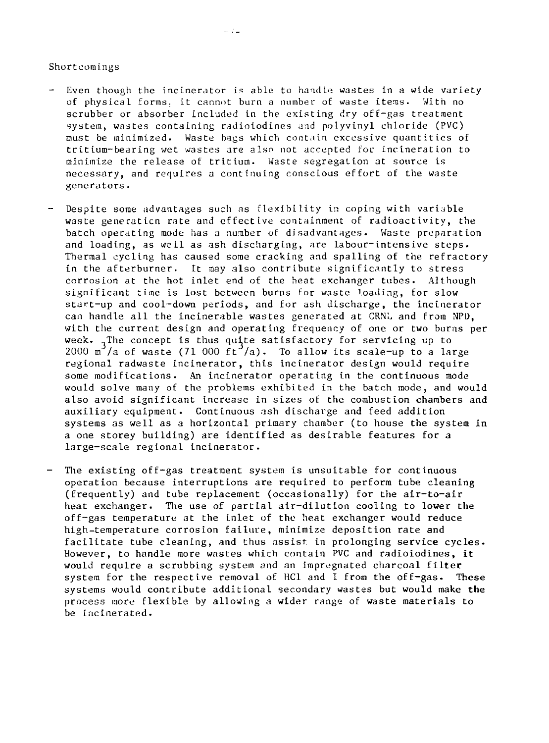Shortcomings

- Even though the incinerator is able to handle wastes in a wide variety of physical forms, it cannot burn a number of waste items. With no scrubber or absorber included in the existing dry off-gas treatment system, wastes containing radioiodines and polyvinyl chloride (PVC) must be minimized. Waste bags which contain excessive quantities of tritium-bearing wet wastes are also not accepted for incineration to minimize the release of tritium. Waste segregation at source is necessary, and requires a continuing conscious effort of the waste generators.

- Despite some advantages such as flexibility in coping with variable waste generation rate and effective containment of radioactivity, the batch operating mode has a number of disadvantages. Waste preparation and loading, as well as ash discharging, are labour-intensive steps. Thermal cycling has caused some cracking and spalling of the refractory in the afterburner. It may also contribute significantly to stress corrosion at the hot inlet end of the heat exchanger tubes. Although significant time is lost between burns for waste loading, for slow start-up and cool-down periods, and for ash discharge, the incinerator can handle all the incinerable wastes generated at CRNL and from NPD, with the current design and operating frequency of one or two burns per week. The concept is thus quite satisfactory for servicing up to 2000 $m^3$/a of waste (71 000 $ft^3$/a). To allow its scale-up to a large regional radwaste incinerator, this incinerator design would require some modifications. An incinerator operating in the continuous mode would solve many of the problems exhibited in the batch mode, and would also avoid significant increase in sizes of the combustion chambers and auxiliary equipment. Continuous ash discharge and feed addition systems as well as a horizontal primary chamber (to house the system in a one storey building) are identified as desirable features for a large-scale regional incinerator.

- The existing off-gas treatment system is unsuitable for continuous operation because interruptions are required to perform tube cleaning (frequently) and tube replacement (occasionally) for the air-to-air heat exchanger. The use of partial air-dilution cooling to lower the off-gas temperature at the inlet of the heat exchanger would reduce high-temperature corrosion failure, minimize deposition rate and facilitate tube cleaning, and thus assist in prolonging service cycles. However, to handle more wastes which contain PVC and radioiodines, it would require a scrubbing system and an impregnated charcoal filter system for the respective removal of HCl and I from the off-gas. These systems would contribute additional secondary wastes but would make the process more flexible by allowing a wider range of waste materials to be incinerated.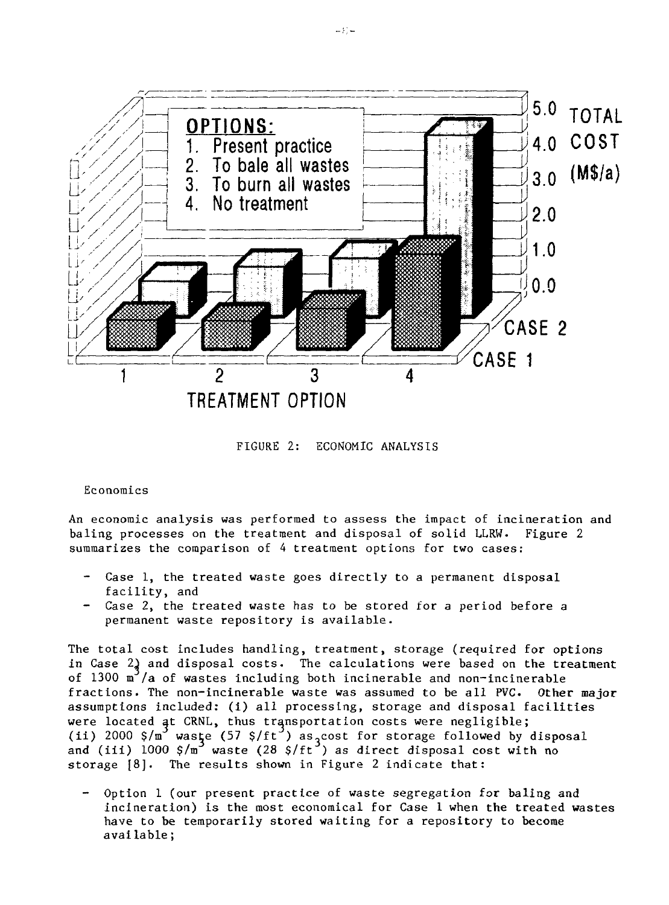FIGURE 2: ECONOMIC ANALYSIS

Economics

An economic analysis was performed to assess the impact of incineration and baling processes on the treatment and disposal of solid LLRW. Figure 2 summarizes the comparison of 4 treatment options for two cases:

- Case 1, the treated waste goes directly to a permanent disposal facility, and
- Case 2, the treated waste has to be stored for a period before a permanent waste repository is available.

The total cost includes handling, treatment, storage (required for options in Case 2) and disposal costs. The calculations were based on the treatment of 1300 $m^3$/a of wastes including both incinerable and non-incinerable fractions. The non-incinerable waste was assumed to be all PVC. Other major assumptions included: (i) all processing, storage and disposal facilities were located at CRNL, thus transportation costs were negligible; (ii) 2000 $/$m^3$ waste (57 $/$ft^3$) as cost for storage followed by disposal and (iii) 1000 $/$m^3$ waste (28 $/$ft^3$) as direct disposal cost with no storage [8]. The results shown in Figure 2 indicate that:

- Option 1 (our present practice of waste segregation for baling and incineration) is the most economical for Case 1 when the treated wastes have to be temporarily stored waiting for a repository to become available;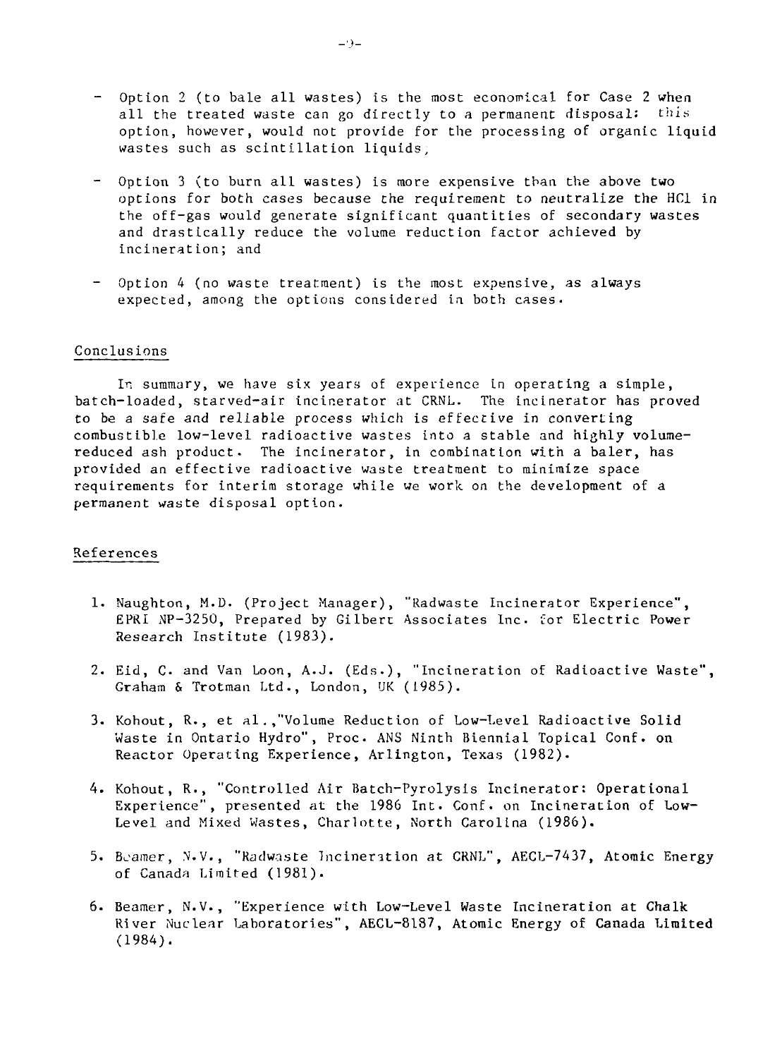- Option 2 (to bale all wastes) is the most economical for Case 2 when all the treated waste can go directly to a permanent disposal: this option, however, would not provide for the processing of organic liquid wastes such as scintillation liquids;

- Option 3 (to burn all wastes) is more expensive than the above two options for both cases because the requirement to neutralize the HCl in the off-gas would generate significant quantities of secondary wastes and drastically reduce the volume reduction factor achieved by incineration; and

- Option 4 (no waste treatment) is the most expensive, as always expected, among the options considered in both cases.

## Conclusions

In summary, we have six years of experience in operating a simple, batch-loaded, starved-air incinerator at CRNL. The incinerator has proved to be a safe and reliable process which is effective in converting combustible low-level radioactive wastes into a stable and highly volume-reduced ash product. The incinerator, in combination with a baler, has provided an effective radioactive waste treatment to minimize space requirements for interim storage while we work on the development of a permanent waste disposal option.

## References

1. Naughton, M.D. (Project Manager), "Radwaste Incinerator Experience", EPRI NP-3250, Prepared by Gilbert Associates Inc. for Electric Power Research Institute (1983).

2. Eid, C. and Van Loon, A.J. (Eds.), "Incineration of Radioactive Waste", Graham & Trotman Ltd., London, UK (1985).

3. Kohout, R., et al.,"Volume Reduction of Low-Level Radioactive Solid Waste in Ontario Hydro", Proc. ANS Ninth Biennial Topical Conf. on Reactor Operating Experience, Arlington, Texas (1982).

4. Kohout, R., "Controlled Air Batch-Pyrolysis Incinerator: Operational Experience", presented at the 1986 Int. Conf. on Incineration of Low-Level and Mixed Wastes, Charlotte, North Carolina (1986).

5. Beamer, N.V., "Radwaste Incineration at CRNL", AECL-7437, Atomic Energy of Canada Limited (1981).

6. Beamer, N.V., "Experience with Low-Level Waste Incineration at Chalk River Nuclear Laboratories", AECL-8187, Atomic Energy of Canada Limited (1984).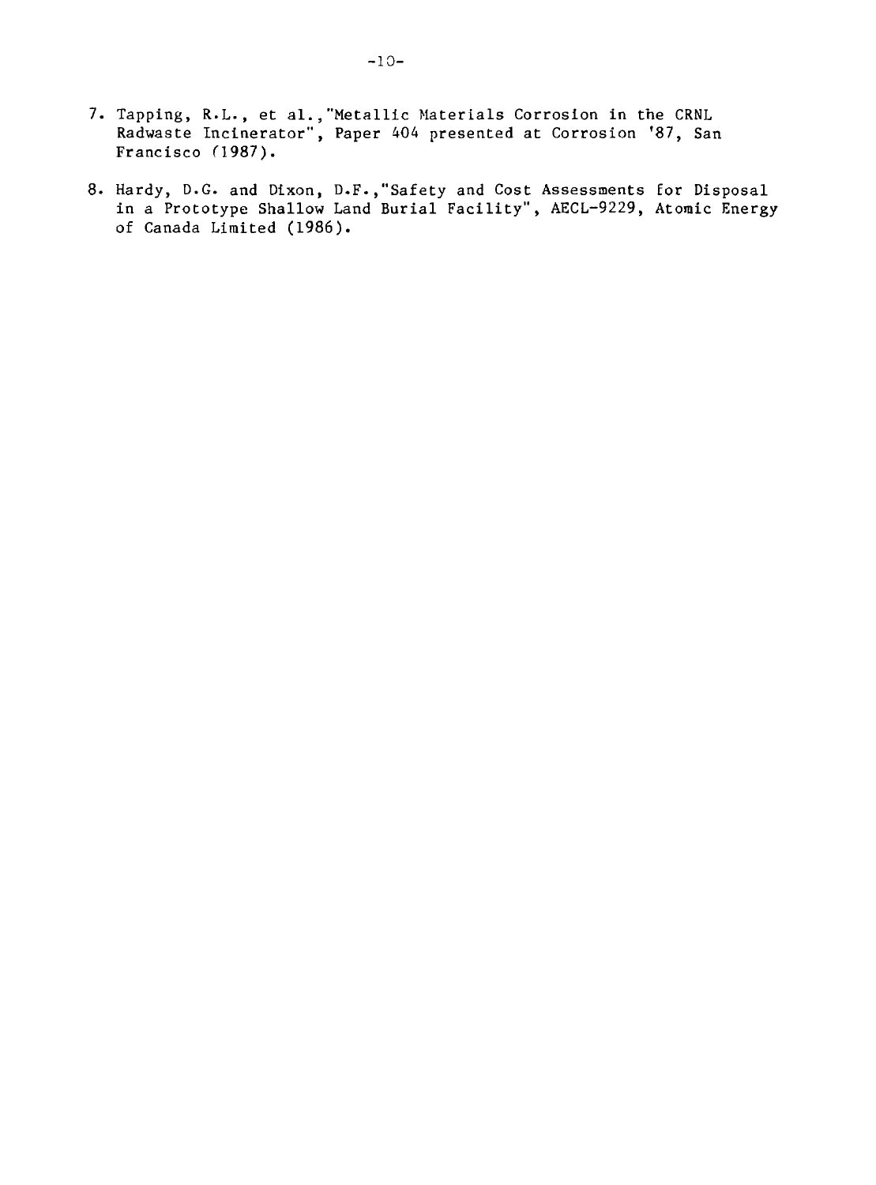7. Tapping, R.L., et al.,"Metallic Materials Corrosion in the CRNL Radwaste Incinerator", Paper 404 presented at Corrosion '87, San Francisco (1987).

8. Hardy, D.G. and Dixon, D.F.,"Safety and Cost Assessments for Disposal in a Prototype Shallow Land Burial Facility", AECL-9229, Atomic Energy of Canada Limited (1986).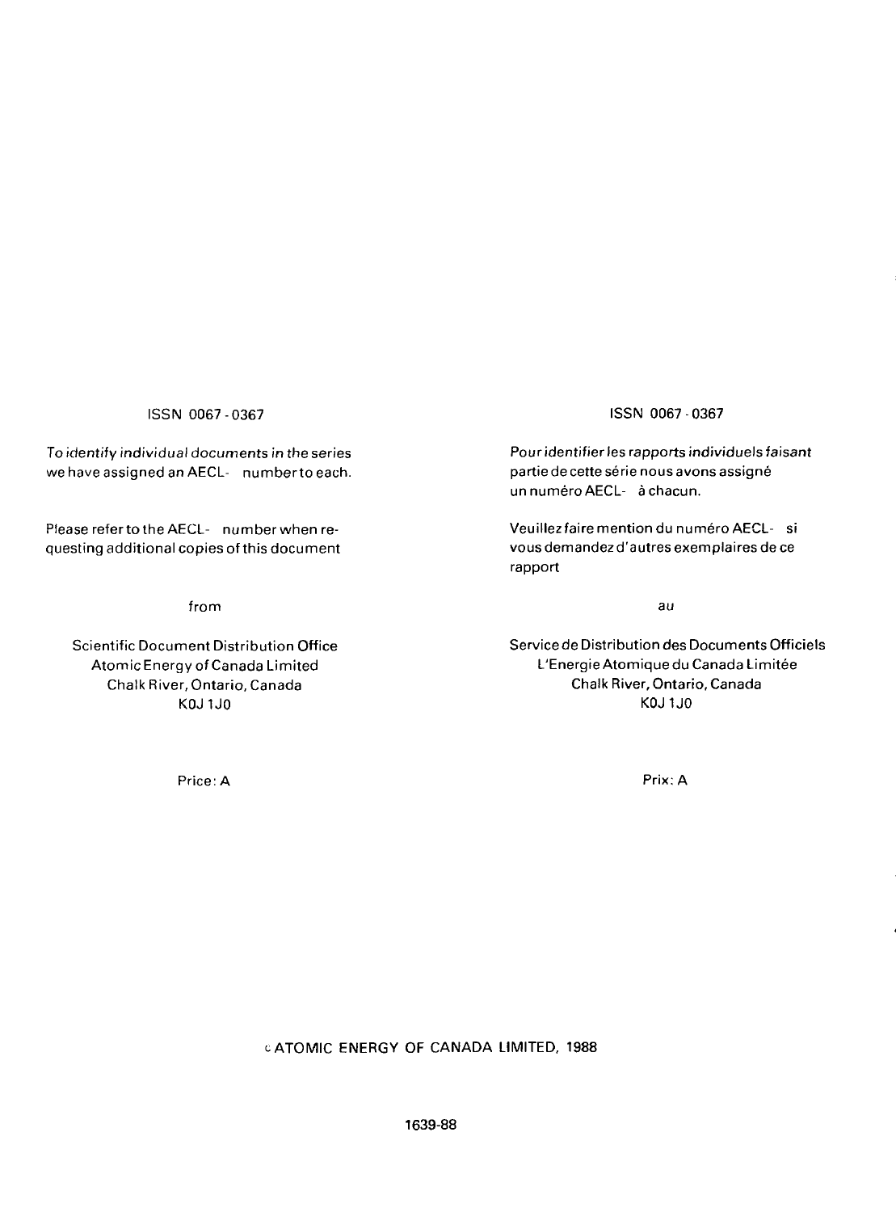ISSN 0067 - 0367

*To identify individual documents in the series we have assigned an AECL- number to each.*

Please refer to the AECL- number when requesting additional copies of this document

from

Scientific Document Distribution Office
Atomic Energy of Canada Limited
Chalk River, Ontario, Canada
K0J 1J0

Price: A

ISSN 0067 - 0367

Pour identifier les rapports individuels faisant partie de cette série nous avons assigné un numéro AECL- à chacun.

Veuillez faire mention du numéro AECL- si vous demandez d'autres exemplaires de ce rapport

au

Service de Distribution des Documents Officiels
L'Energie Atomique du Canada Limitée
Chalk River, Ontario, Canada
K0J 1J0

Prix: A

© ATOMIC ENERGY OF CANADA LIMITED, 1988

1639-88